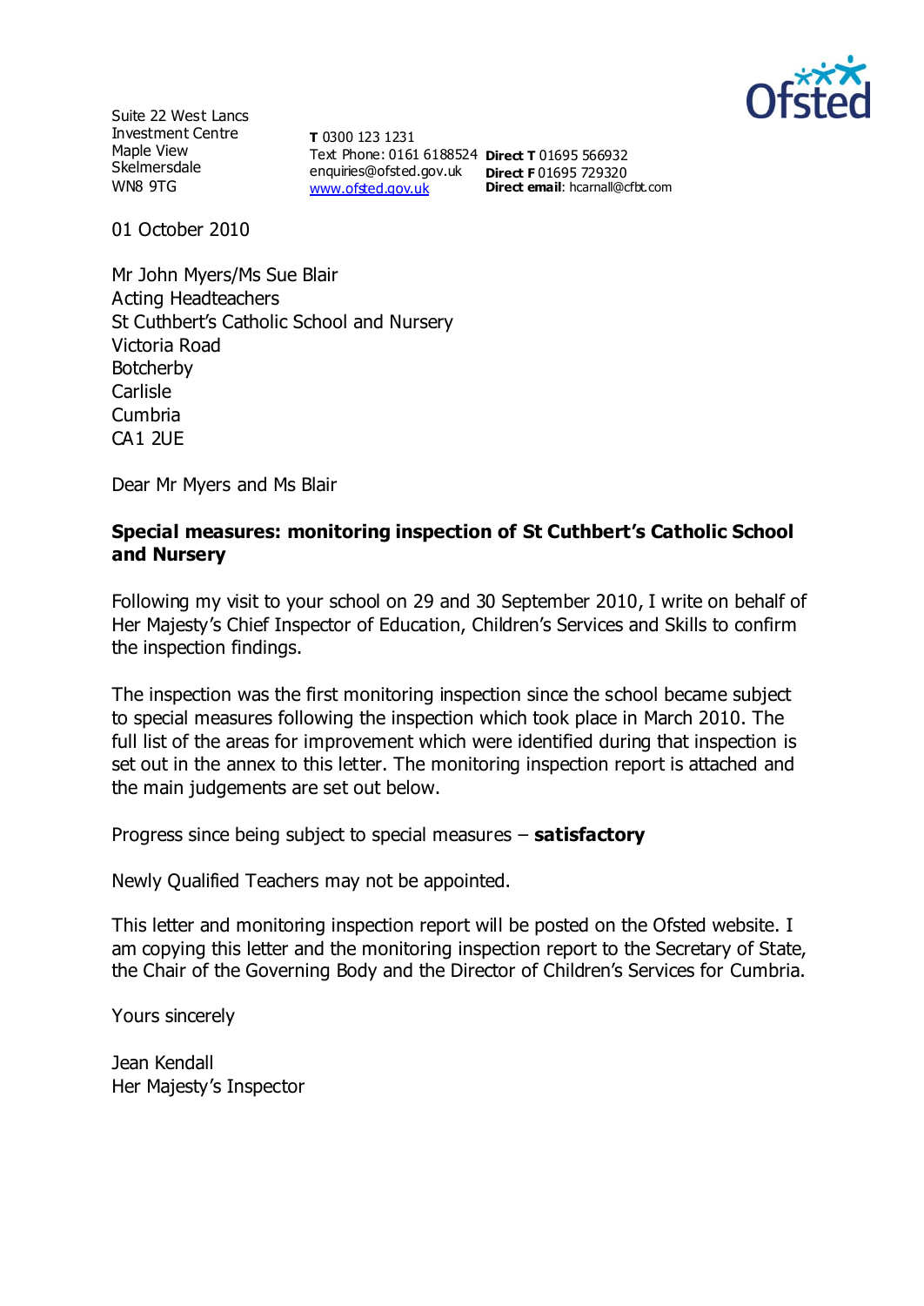Suite 22 West Lancs
Investment Centre
Maple View
Skelmersdale
WN8 9TG

**T** 0300 123 1231
Text Phone: 0161 6188524
enquiries@ofsted.gov.uk
www.ofsted.gov.uk

**Direct T** 01695 566932
**Direct F** 01695 729320
**Direct email**: hcarnall@cfbt.com

01 October 2010

Mr John Myers/Ms Sue Blair
Acting Headteachers
St Cuthbert's Catholic School and Nursery
Victoria Road
Botcherby
Carlisle
Cumbria
CA1 2UE

Dear Mr Myers and Ms Blair

**Special measures: monitoring inspection of St Cuthbert's Catholic School and Nursery**

Following my visit to your school on 29 and 30 September 2010, I write on behalf of Her Majesty's Chief Inspector of Education, Children's Services and Skills to confirm the inspection findings.

The inspection was the first monitoring inspection since the school became subject to special measures following the inspection which took place in March 2010. The full list of the areas for improvement which were identified during that inspection is set out in the annex to this letter. The monitoring inspection report is attached and the main judgements are set out below.

Progress since being subject to special measures – **satisfactory**

Newly Qualified Teachers may not be appointed.

This letter and monitoring inspection report will be posted on the Ofsted website. I am copying this letter and the monitoring inspection report to the Secretary of State, the Chair of the Governing Body and the Director of Children's Services for Cumbria.

Yours sincerely

Jean Kendall
Her Majesty's Inspector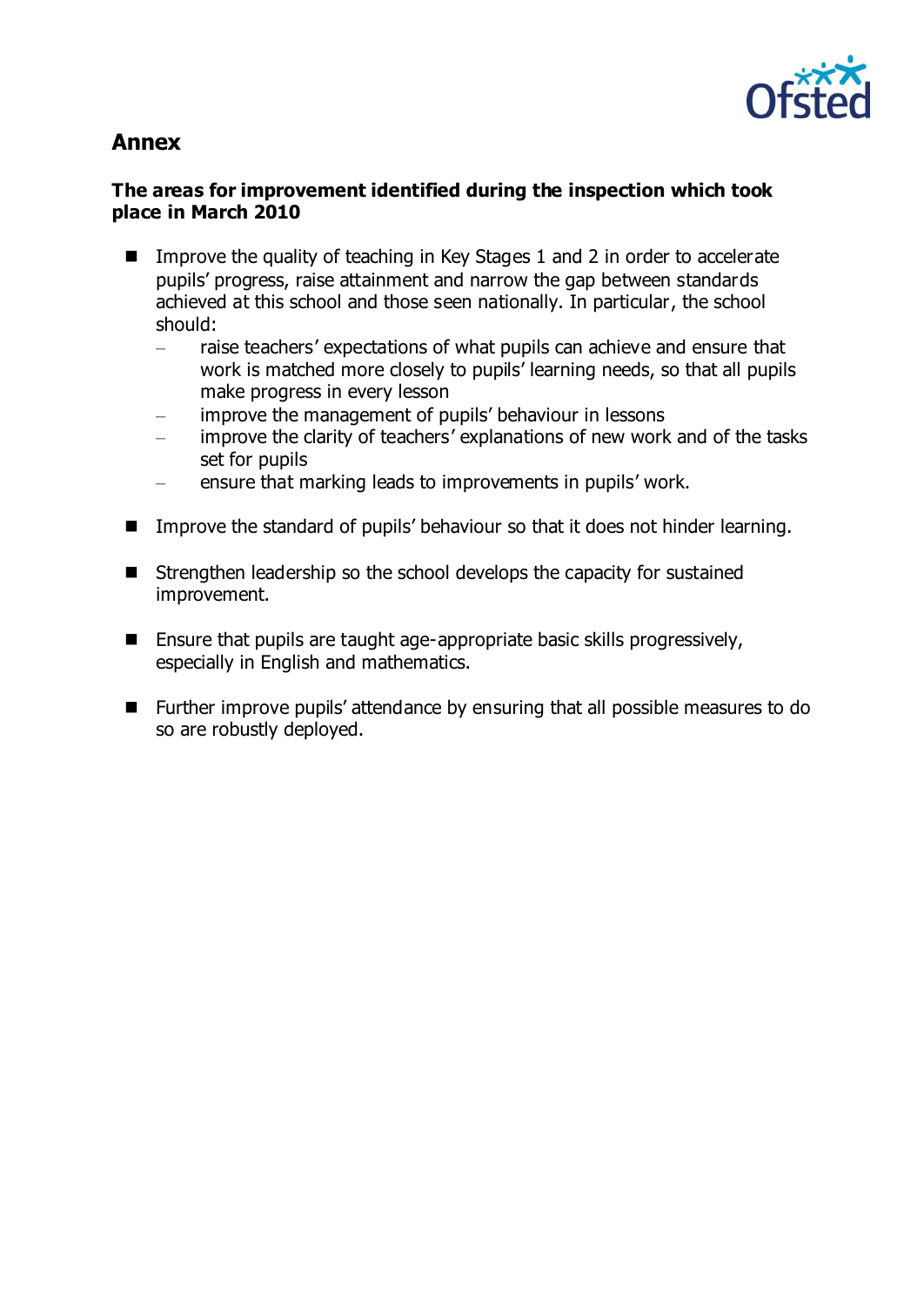## Annex

### The areas for improvement identified during the inspection which took place in March 2010

- Improve the quality of teaching in Key Stages 1 and 2 in order to accelerate pupils' progress, raise attainment and narrow the gap between standards achieved at this school and those seen nationally. In particular, the school should:
  - raise teachers' expectations of what pupils can achieve and ensure that work is matched more closely to pupils' learning needs, so that all pupils make progress in every lesson
  - improve the management of pupils' behaviour in lessons
  - improve the clarity of teachers' explanations of new work and of the tasks set for pupils
  - ensure that marking leads to improvements in pupils' work.

- Improve the standard of pupils' behaviour so that it does not hinder learning.

- Strengthen leadership so the school develops the capacity for sustained improvement.

- Ensure that pupils are taught age-appropriate basic skills progressively, especially in English and mathematics.

- Further improve pupils' attendance by ensuring that all possible measures to do so are robustly deployed.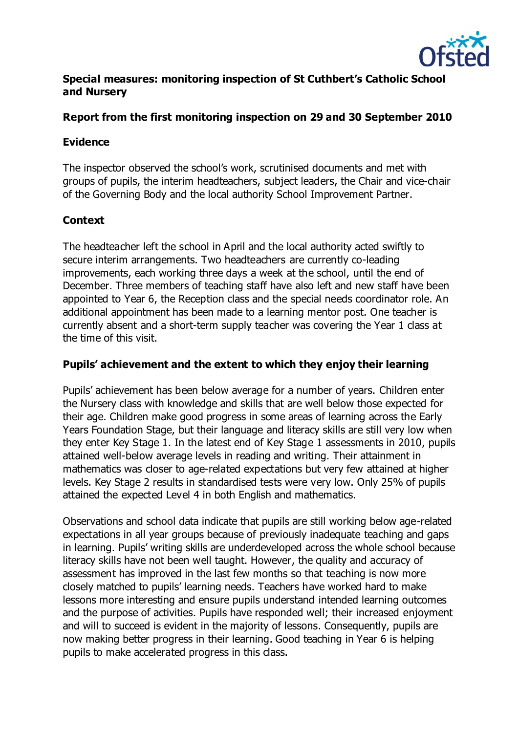**Special measures: monitoring inspection of St Cuthbert's Catholic School and Nursery**

**Report from the first monitoring inspection on 29 and 30 September 2010**

## Evidence

The inspector observed the school's work, scrutinised documents and met with groups of pupils, the interim headteachers, subject leaders, the Chair and vice-chair of the Governing Body and the local authority School Improvement Partner.

## Context

The headteacher left the school in April and the local authority acted swiftly to secure interim arrangements. Two headteachers are currently co-leading improvements, each working three days a week at the school, until the end of December. Three members of teaching staff have also left and new staff have been appointed to Year 6, the Reception class and the special needs coordinator role. An additional appointment has been made to a learning mentor post. One teacher is currently absent and a short-term supply teacher was covering the Year 1 class at the time of this visit.

## Pupils' achievement and the extent to which they enjoy their learning

Pupils' achievement has been below average for a number of years. Children enter the Nursery class with knowledge and skills that are well below those expected for their age. Children make good progress in some areas of learning across the Early Years Foundation Stage, but their language and literacy skills are still very low when they enter Key Stage 1. In the latest end of Key Stage 1 assessments in 2010, pupils attained well-below average levels in reading and writing. Their attainment in mathematics was closer to age-related expectations but very few attained at higher levels. Key Stage 2 results in standardised tests were very low. Only 25% of pupils attained the expected Level 4 in both English and mathematics.

Observations and school data indicate that pupils are still working below age-related expectations in all year groups because of previously inadequate teaching and gaps in learning. Pupils' writing skills are underdeveloped across the whole school because literacy skills have not been well taught. However, the quality and accuracy of assessment has improved in the last few months so that teaching is now more closely matched to pupils' learning needs. Teachers have worked hard to make lessons more interesting and ensure pupils understand intended learning outcomes and the purpose of activities. Pupils have responded well; their increased enjoyment and will to succeed is evident in the majority of lessons. Consequently, pupils are now making better progress in their learning. Good teaching in Year 6 is helping pupils to make accelerated progress in this class.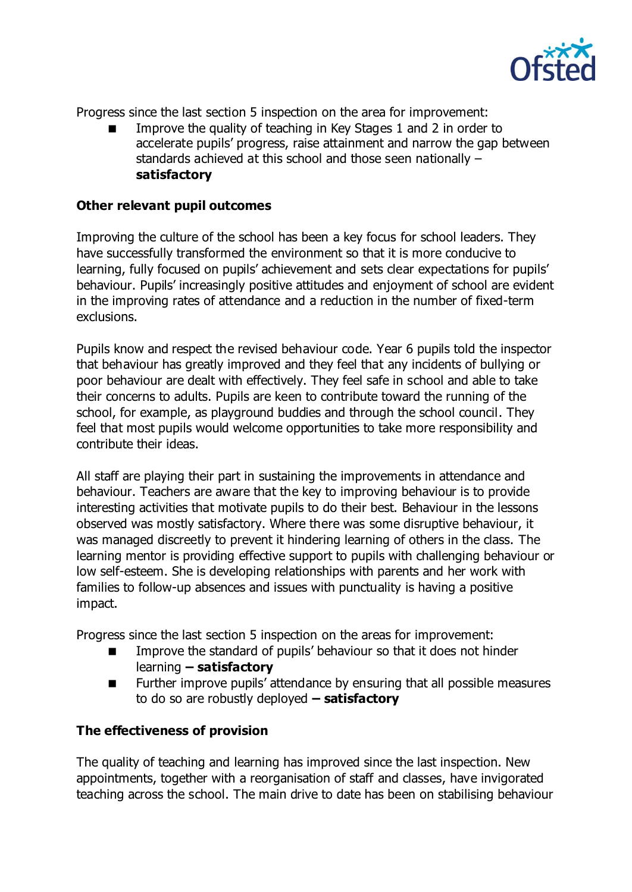Progress since the last section 5 inspection on the area for improvement:

- Improve the quality of teaching in Key Stages 1 and 2 in order to accelerate pupils' progress, raise attainment and narrow the gap between standards achieved at this school and those seen nationally – **satisfactory**

**Other relevant pupil outcomes**

Improving the culture of the school has been a key focus for school leaders. They have successfully transformed the environment so that it is more conducive to learning, fully focused on pupils' achievement and sets clear expectations for pupils' behaviour. Pupils' increasingly positive attitudes and enjoyment of school are evident in the improving rates of attendance and a reduction in the number of fixed-term exclusions.

Pupils know and respect the revised behaviour code. Year 6 pupils told the inspector that behaviour has greatly improved and they feel that any incidents of bullying or poor behaviour are dealt with effectively. They feel safe in school and able to take their concerns to adults. Pupils are keen to contribute toward the running of the school, for example, as playground buddies and through the school council. They feel that most pupils would welcome opportunities to take more responsibility and contribute their ideas.

All staff are playing their part in sustaining the improvements in attendance and behaviour. Teachers are aware that the key to improving behaviour is to provide interesting activities that motivate pupils to do their best. Behaviour in the lessons observed was mostly satisfactory. Where there was some disruptive behaviour, it was managed discreetly to prevent it hindering learning of others in the class. The learning mentor is providing effective support to pupils with challenging behaviour or low self-esteem. She is developing relationships with parents and her work with families to follow-up absences and issues with punctuality is having a positive impact.

Progress since the last section 5 inspection on the areas for improvement:

- Improve the standard of pupils' behaviour so that it does not hinder learning **– satisfactory**
- Further improve pupils' attendance by ensuring that all possible measures to do so are robustly deployed **– satisfactory**

**The effectiveness of provision**

The quality of teaching and learning has improved since the last inspection. New appointments, together with a reorganisation of staff and classes, have invigorated teaching across the school. The main drive to date has been on stabilising behaviour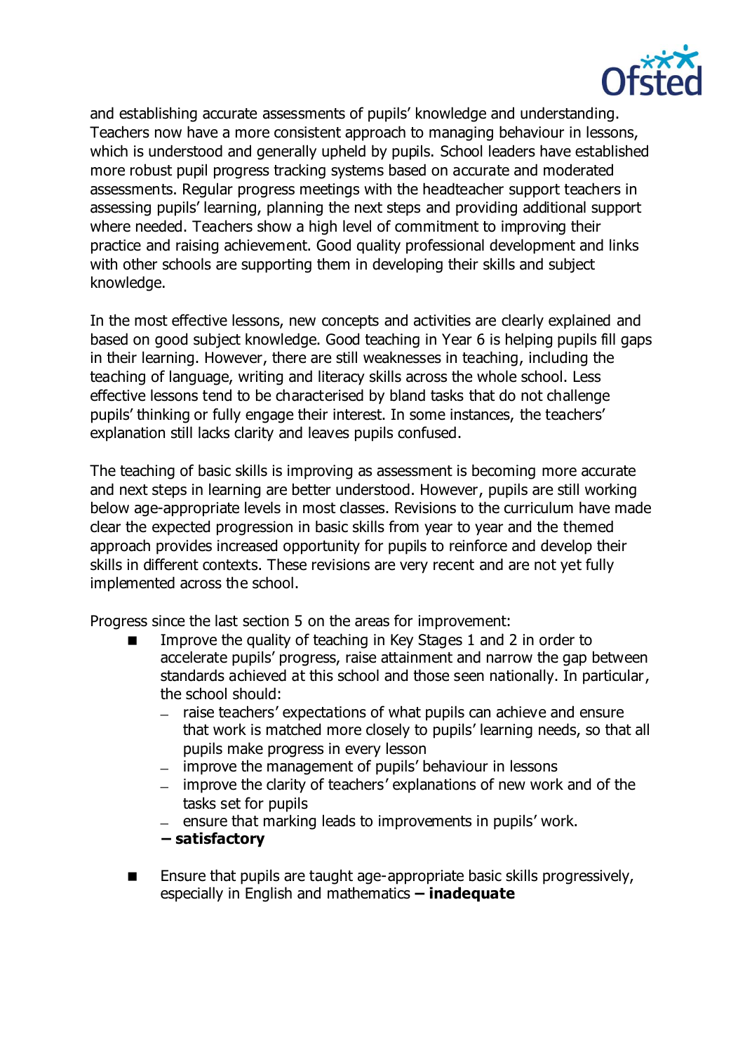and establishing accurate assessments of pupils' knowledge and understanding. Teachers now have a more consistent approach to managing behaviour in lessons, which is understood and generally upheld by pupils. School leaders have established more robust pupil progress tracking systems based on accurate and moderated assessments. Regular progress meetings with the headteacher support teachers in assessing pupils' learning, planning the next steps and providing additional support where needed. Teachers show a high level of commitment to improving their practice and raising achievement. Good quality professional development and links with other schools are supporting them in developing their skills and subject knowledge.

In the most effective lessons, new concepts and activities are clearly explained and based on good subject knowledge. Good teaching in Year 6 is helping pupils fill gaps in their learning. However, there are still weaknesses in teaching, including the teaching of language, writing and literacy skills across the whole school. Less effective lessons tend to be characterised by bland tasks that do not challenge pupils' thinking or fully engage their interest. In some instances, the teachers' explanation still lacks clarity and leaves pupils confused.

The teaching of basic skills is improving as assessment is becoming more accurate and next steps in learning are better understood. However, pupils are still working below age-appropriate levels in most classes. Revisions to the curriculum have made clear the expected progression in basic skills from year to year and the themed approach provides increased opportunity for pupils to reinforce and develop their skills in different contexts. These revisions are very recent and are not yet fully implemented across the school.

Progress since the last section 5 on the areas for improvement:

- Improve the quality of teaching in Key Stages 1 and 2 in order to accelerate pupils' progress, raise attainment and narrow the gap between standards achieved at this school and those seen nationally. In particular, the school should:
  - raise teachers' expectations of what pupils can achieve and ensure that work is matched more closely to pupils' learning needs, so that all pupils make progress in every lesson
  - improve the management of pupils' behaviour in lessons
  - improve the clarity of teachers' explanations of new work and of the tasks set for pupils
  - ensure that marking leads to improvements in pupils' work.

  **– satisfactory**

- Ensure that pupils are taught age-appropriate basic skills progressively, especially in English and mathematics **– inadequate**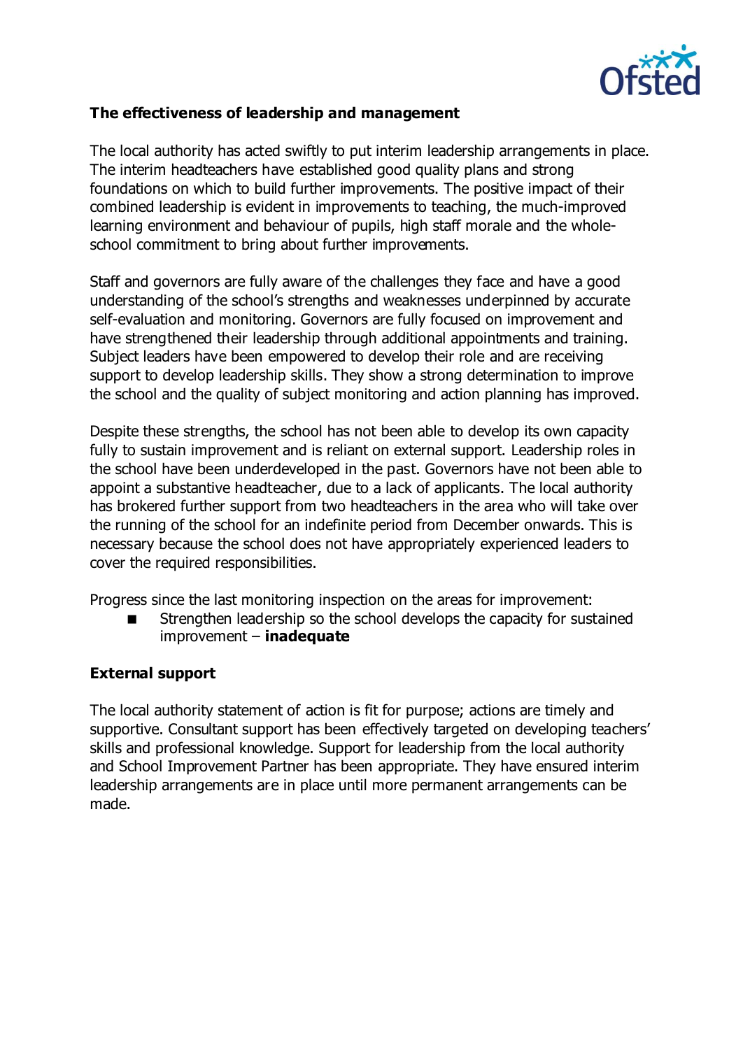## The effectiveness of leadership and management

The local authority has acted swiftly to put interim leadership arrangements in place. The interim headteachers have established good quality plans and strong foundations on which to build further improvements. The positive impact of their combined leadership is evident in improvements to teaching, the much-improved learning environment and behaviour of pupils, high staff morale and the whole-school commitment to bring about further improvements.

Staff and governors are fully aware of the challenges they face and have a good understanding of the school's strengths and weaknesses underpinned by accurate self-evaluation and monitoring. Governors are fully focused on improvement and have strengthened their leadership through additional appointments and training. Subject leaders have been empowered to develop their role and are receiving support to develop leadership skills. They show a strong determination to improve the school and the quality of subject monitoring and action planning has improved.

Despite these strengths, the school has not been able to develop its own capacity fully to sustain improvement and is reliant on external support. Leadership roles in the school have been underdeveloped in the past. Governors have not been able to appoint a substantive headteacher, due to a lack of applicants. The local authority has brokered further support from two headteachers in the area who will take over the running of the school for an indefinite period from December onwards. This is necessary because the school does not have appropriately experienced leaders to cover the required responsibilities.

Progress since the last monitoring inspection on the areas for improvement:

- Strengthen leadership so the school develops the capacity for sustained improvement – **inadequate**

## External support

The local authority statement of action is fit for purpose; actions are timely and supportive. Consultant support has been effectively targeted on developing teachers' skills and professional knowledge. Support for leadership from the local authority and School Improvement Partner has been appropriate. They have ensured interim leadership arrangements are in place until more permanent arrangements can be made.